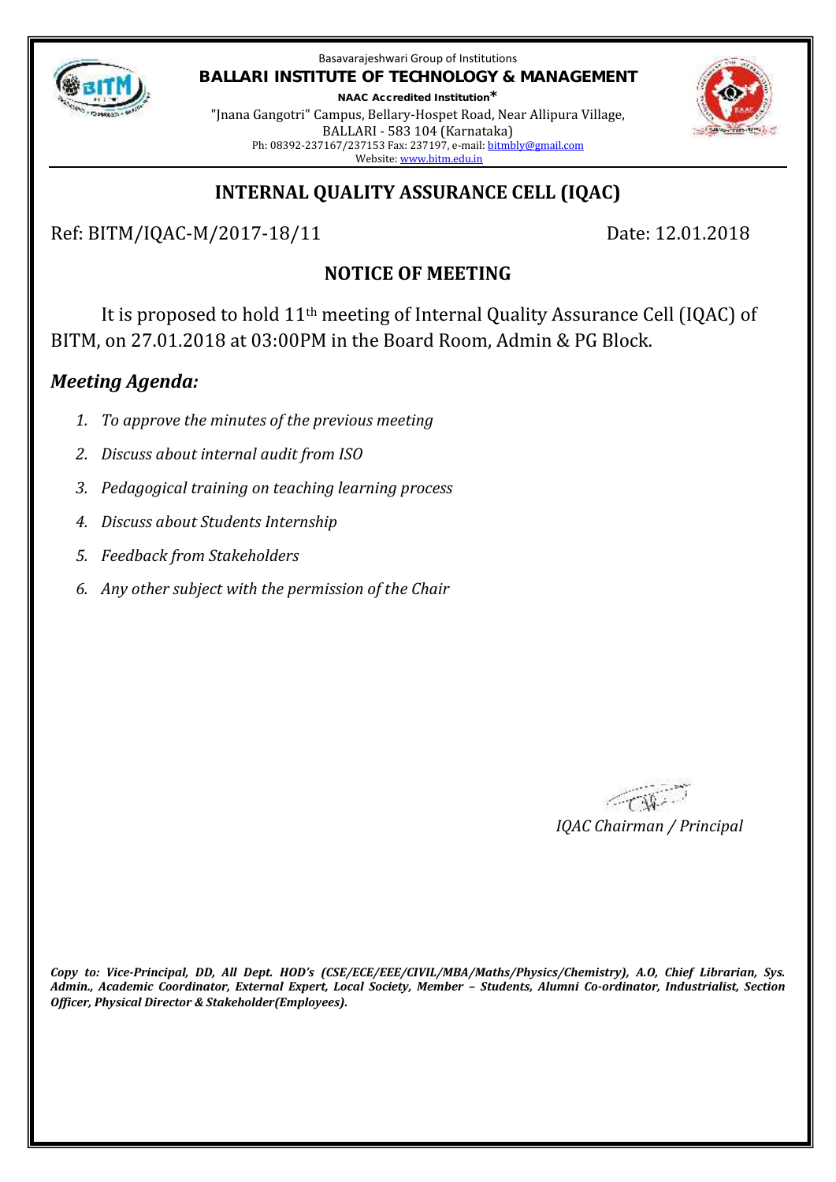Basavarajeshwari Group of Institutions

**BALLARI INSTITUTE OF TECHNOLOGY & MANAGEMENT**

**NAAC Accredited Institution***

"Jnana Gangotri" Campus, Bellary-Hospet Road, Near Allipura Village,
BALLARI - 583 104 (Karnataka)
Ph: 08392-237167/237153 Fax: 237197, e-mail: bitmbly@gmail.com
Website: www.bitm.edu.in

## INTERNAL QUALITY ASSURANCE CELL (IQAC)

Ref: BITM/IQAC-M/2017-18/11 Date: 12.01.2018

### NOTICE OF MEETING

It is proposed to hold 11th meeting of Internal Quality Assurance Cell (IQAC) of BITM, on 27.01.2018 at 03:00PM in the Board Room, Admin & PG Block.

***Meeting Agenda:***

1. *To approve the minutes of the previous meeting*
2. *Discuss about internal audit from ISO*
3. *Pedagogical training on teaching learning process*
4. *Discuss about Students Internship*
5. *Feedback from Stakeholders*
6. *Any other subject with the permission of the Chair*

*IQAC Chairman / Principal*

***Copy to: Vice-Principal, DD, All Dept. HOD's (CSE/ECE/EEE/CIVIL/MBA/Maths/Physics/Chemistry), A.O, Chief Librarian, Sys. Admin., Academic Coordinator, External Expert, Local Society, Member – Students, Alumni Co-ordinator, Industrialist, Section Officer, Physical Director & Stakeholder(Employees).***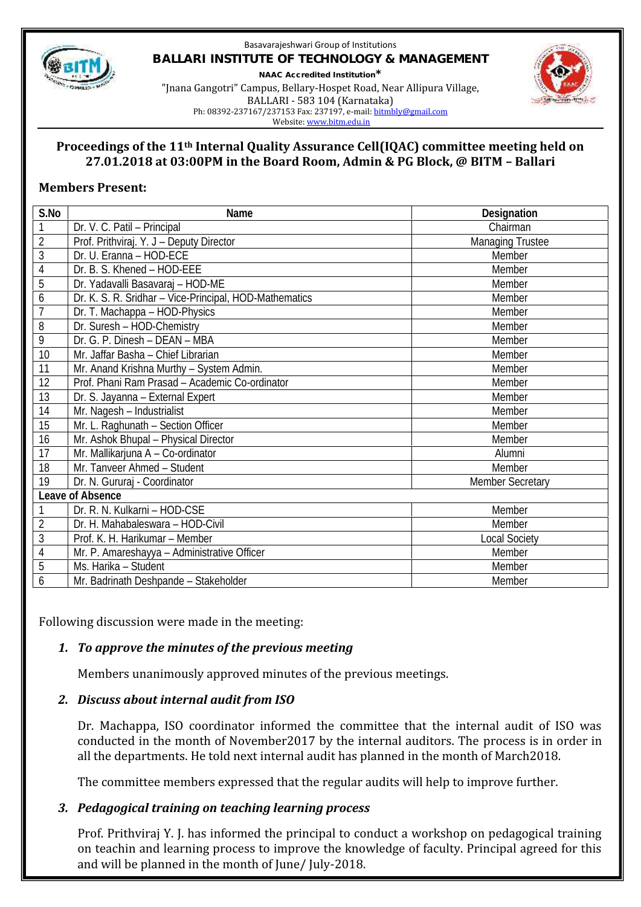Basavarajeshwari Group of Institutions

**BALLARI INSTITUTE OF TECHNOLOGY & MANAGEMENT**

**NAAC Accredited Institution***

"Jnana Gangotri" Campus, Bellary-Hospet Road, Near Allipura Village,
BALLARI - 583 104 (Karnataka)
Ph: 08392-237167/237153 Fax: 237197, e-mail: bitmbly@gmail.com
Website: www.bitm.edu.in

## Proceedings of the 11th Internal Quality Assurance Cell(IQAC) committee meeting held on 27.01.2018 at 03:00PM in the Board Room, Admin & PG Block, @ BITM – Ballari

### Members Present:

| S.No | Name | Designation |
|---|---|---|
| 1 | Dr. V. C. Patil – Principal | Chairman |
| 2 | Prof. Prithviraj. Y. J – Deputy Director | Managing Trustee |
| 3 | Dr. U. Eranna – HOD-ECE | Member |
| 4 | Dr. B. S. Khened – HOD-EEE | Member |
| 5 | Dr. Yadavalli Basavaraj – HOD-ME | Member |
| 6 | Dr. K. S. R. Sridhar – Vice-Principal, HOD-Mathematics | Member |
| 7 | Dr. T. Machappa – HOD-Physics | Member |
| 8 | Dr. Suresh – HOD-Chemistry | Member |
| 9 | Dr. G. P. Dinesh – DEAN – MBA | Member |
| 10 | Mr. Jaffar Basha – Chief Librarian | Member |
| 11 | Mr. Anand Krishna Murthy – System Admin. | Member |
| 12 | Prof. Phani Ram Prasad – Academic Co-ordinator | Member |
| 13 | Dr. S. Jayanna – External Expert | Member |
| 14 | Mr. Nagesh – Industrialist | Member |
| 15 | Mr. L. Raghunath – Section Officer | Member |
| 16 | Mr. Ashok Bhupal – Physical Director | Member |
| 17 | Mr. Mallikarjuna A – Co-ordinator | Alumni |
| 18 | Mr. Tanveer Ahmed – Student | Member |
| 19 | Dr. N. Gururaj - Coordinator | Member Secretary |
| **Leave of Absence** | | |
| 1 | Dr. R. N. Kulkarni – HOD-CSE | Member |
| 2 | Dr. H. Mahabaleswara – HOD-Civil | Member |
| 3 | Prof. K. H. Harikumar – Member | Local Society |
| 4 | Mr. P. Amareshayya – Administrative Officer | Member |
| 5 | Ms. Harika – Student | Member |
| 6 | Mr. Badrinath Deshpande – Stakeholder | Member |

Following discussion were made in the meeting:

1. ***To approve the minutes of the previous meeting***

   Members unanimously approved minutes of the previous meetings.

2. ***Discuss about internal audit from ISO***

   Dr. Machappa, ISO coordinator informed the committee that the internal audit of ISO was conducted in the month of November2017 by the internal auditors. The process is in order in all the departments. He told next internal audit has planned in the month of March2018.

   The committee members expressed that the regular audits will help to improve further.

3. ***Pedagogical training on teaching learning process***

   Prof. Prithviraj Y. J. has informed the principal to conduct a workshop on pedagogical training on teachin and learning process to improve the knowledge of faculty. Principal agreed for this and will be planned in the month of June/ July-2018.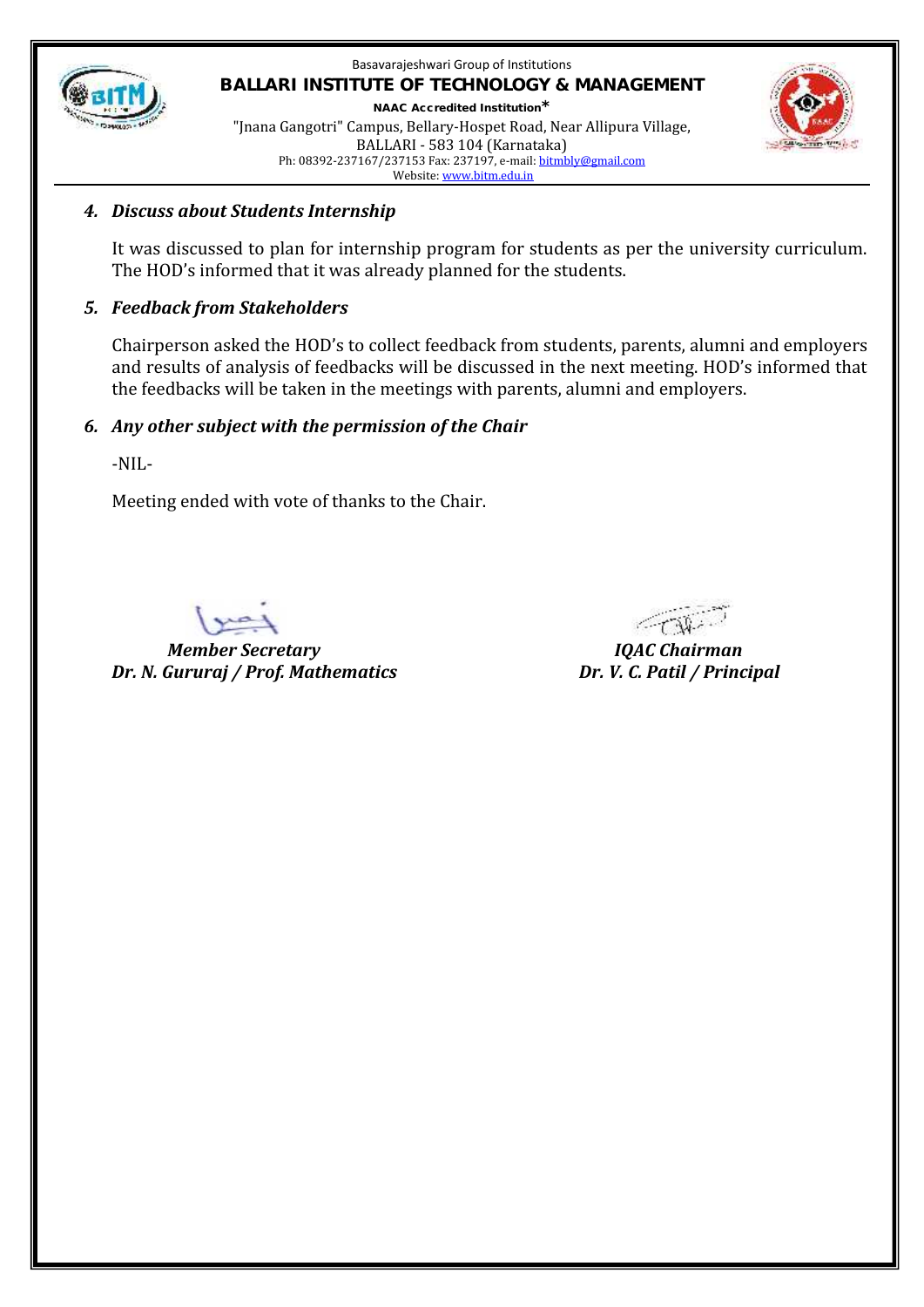Basavarajeshwari Group of Institutions

**BALLARI INSTITUTE OF TECHNOLOGY & MANAGEMENT**

**NAAC Accredited Institution***

"Jnana Gangotri" Campus, Bellary-Hospet Road, Near Allipura Village,
BALLARI - 583 104 (Karnataka)
Ph: 08392-237167/237153 Fax: 237197, e-mail: bitmbly@gmail.com
Website: www.bitm.edu.in

### *4. Discuss about Students Internship*

It was discussed to plan for internship program for students as per the university curriculum. The HOD's informed that it was already planned for the students.

### *5. Feedback from Stakeholders*

Chairperson asked the HOD's to collect feedback from students, parents, alumni and employers and results of analysis of feedbacks will be discussed in the next meeting. HOD's informed that the feedbacks will be taken in the meetings with parents, alumni and employers.

### *6. Any other subject with the permission of the Chair*

-NIL-

Meeting ended with vote of thanks to the Chair.

***Member Secretary***
***Dr. N. Gururaj / Prof. Mathematics***

***IQAC Chairman***
***Dr. V. C. Patil / Principal***